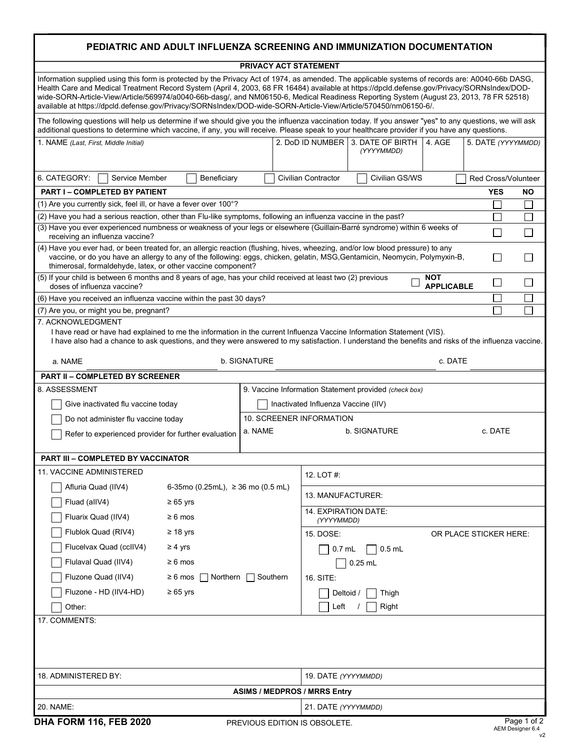# PEDIATRIC AND ADULT INFLUENZA SCREENING AND IMMUNIZATION DOCUMENTATION

## PRIVACY ACT STATEMENT

Information supplied using this form is protected by the Privacy Act of 1974, as amended. The applicable systems of records are: A0040-66b DASG, Health Care and Medical Treatment Record System (April 4, 2003, 68 FR 16484) available at https://dpcld.defense.gov/Privacy/SORNsIndex/DOD-wide-SORN-Article-View/Article/569974/a0040-66b-dasg/, and NM06150-6, Medical Readiness Reporting System (August 23, 2013, 78 FR 52518) available at https://dpcld.defense.gov/Privacy/SORNsIndex/DOD-wide-SORN-Article-View/Article/570450/nm06150-6/.

The following questions will help us determine if we should give you the influenza vaccination today. If you answer "yes" to any questions, we will ask additional questions to determine which vaccine, if any, you will receive. Please speak to your healthcare provider if you have any questions.

| 1. NAME *(Last, First, Middle Initial)* | 2. DoD ID NUMBER | 3. DATE OF BIRTH *(YYYYMMDD)* | 4. AGE | 5. DATE *(YYYYMMDD)* |
|---|---|---|---|---|
| | | | | |

6. CATEGORY: ☐ Service Member ☐ Beneficiary ☐ Civilian Contractor ☐ Civilian GS/WS ☐ Red Cross/Volunteer

## PART I – COMPLETED BY PATIENT

| | YES | NO |
|---|---|---|
| (1) Are you currently sick, feel ill, or have a fever over 100°? | ☐ | ☐ |
| (2) Have you had a serious reaction, other than Flu-like symptoms, following an influenza vaccine in the past? | ☐ | ☐ |
| (3) Have you ever experienced numbness or weakness of your legs or elsewhere (Guillain-Barré syndrome) within 6 weeks of receiving an influenza vaccine? | ☐ | ☐ |
| (4) Have you ever had, or been treated for, an allergic reaction (flushing, hives, wheezing, and/or low blood pressure) to any vaccine, or do you have an allergy to any of the following: eggs, chicken, gelatin, MSG,Gentamicin, Neomycin, Polymyxin-B, thimerosal, formaldehyde, latex, or other vaccine component? | ☐ | ☐ |
| (5) If your child is between 6 months and 8 years of age, has your child received at least two (2) previous doses of influenza vaccine? ☐ **NOT APPLICABLE** | ☐ | ☐ |
| (6) Have you received an influenza vaccine within the past 30 days? | ☐ | ☐ |
| (7) Are you, or might you be, pregnant? | ☐ | ☐ |

7. ACKNOWLEDGMENT

I have read or have had explained to me the information in the current Influenza Vaccine Information Statement (VIS).
I have also had a chance to ask questions, and they were answered to my satisfaction. I understand the benefits and risks of the influenza vaccine.

a. NAME \_\_\_\_\_\_\_\_\_\_ b. SIGNATURE \_\_\_\_\_\_\_\_\_\_ c. DATE \_\_\_\_\_\_\_\_\_\_

## PART II – COMPLETED BY SCREENER

8. ASSESSMENT

- ☐ Give inactivated flu vaccine today
- ☐ Do not administer flu vaccine today
- ☐ Refer to experienced provider for further evaluation

9. Vaccine Information Statement provided *(check box)*

- ☐ Inactivated Influenza Vaccine (IIV)

10. SCREENER INFORMATION

a. NAME b. SIGNATURE c. DATE

## PART III – COMPLETED BY VACCINATOR

11. VACCINE ADMINISTERED

| Vaccine | Age |
|---|---|
| ☐ Afluria Quad (IIV4) | 6-35mo (0.25mL), ≥ 36 mo (0.5 mL) |
| ☐ Fluad (aIIV4) | ≥ 65 yrs |
| ☐ Fluarix Quad (IIV4) | ≥ 6 mos |
| ☐ Flublok Quad (RIV4) | ≥ 18 yrs |
| ☐ Flucelvax Quad (ccIIV4) | ≥ 4 yrs |
| ☐ Flulaval Quad (IIV4) | ≥ 6 mos |
| ☐ Fluzone Quad (IIV4) | ≥ 6 mos ☐ Northern ☐ Southern |
| ☐ Fluzone - HD (IIV4-HD) | ≥ 65 yrs |
| ☐ Other: | |

12. LOT #:

13. MANUFACTURER:

14. EXPIRATION DATE: *(YYYYMMDD)*

15. DOSE: ☐ 0.7 mL ☐ 0.5 mL ☐ 0.25 mL OR PLACE STICKER HERE:

16. SITE: ☐ Deltoid / ☐ Thigh ☐ Left / ☐ Right

17. COMMENTS:

| 18. ADMINISTERED BY: | 19. DATE *(YYYYMMDD)* |
|---|---|

**ASIMS / MEDPROS / MRRS Entry**

| 20. NAME: | 21. DATE *(YYYYMMDD)* |
|---|---|

**DHA FORM 116, FEB 2020** PREVIOUS EDITION IS OBSOLETE.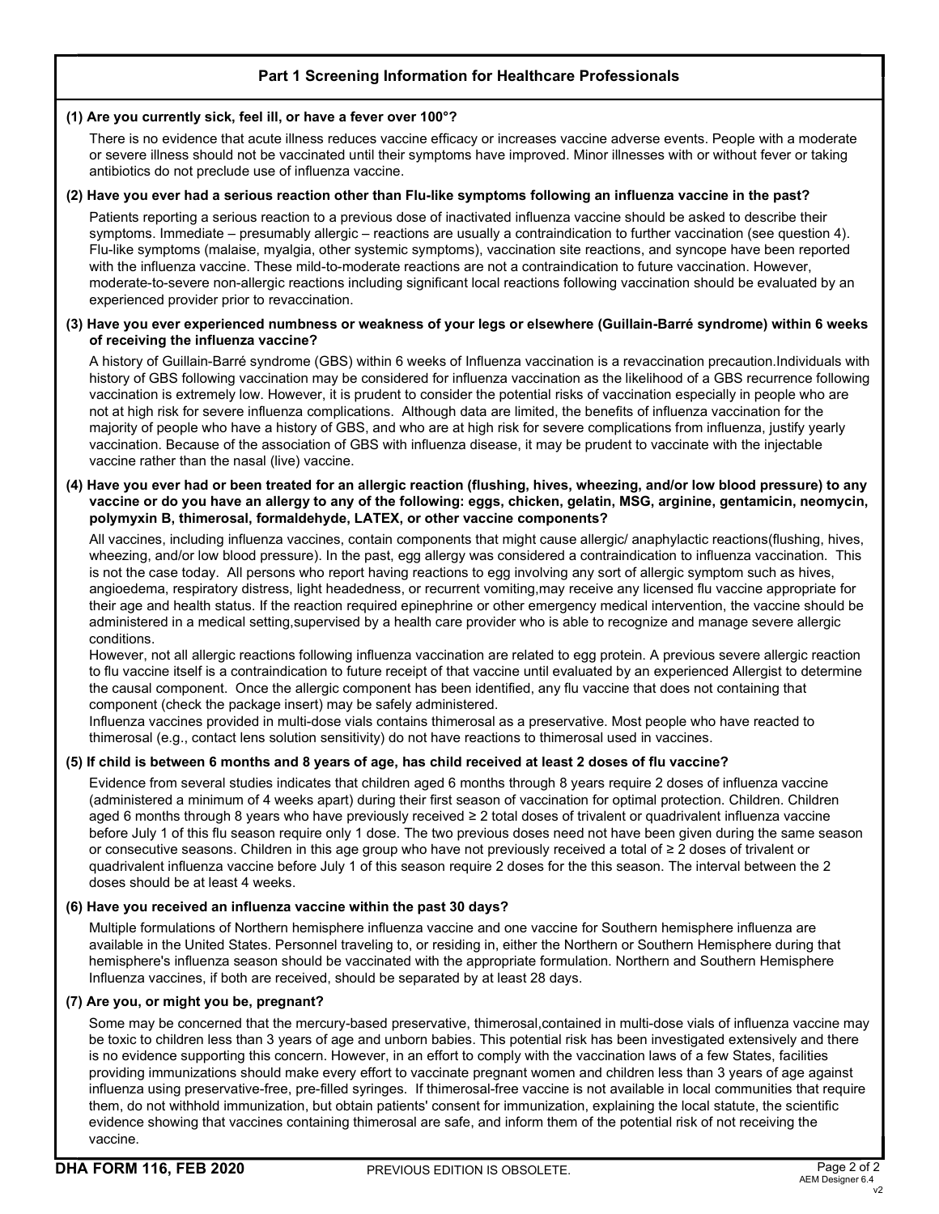## Part 1 Screening Information for Healthcare Professionals

**(1) Are you currently sick, feel ill, or have a fever over 100°?**

There is no evidence that acute illness reduces vaccine efficacy or increases vaccine adverse events. People with a moderate or severe illness should not be vaccinated until their symptoms have improved. Minor illnesses with or without fever or taking antibiotics do not preclude use of influenza vaccine.

**(2) Have you ever had a serious reaction other than Flu-like symptoms following an influenza vaccine in the past?**

Patients reporting a serious reaction to a previous dose of inactivated influenza vaccine should be asked to describe their symptoms. Immediate – presumably allergic – reactions are usually a contraindication to further vaccination (see question 4). Flu-like symptoms (malaise, myalgia, other systemic symptoms), vaccination site reactions, and syncope have been reported with the influenza vaccine. These mild-to-moderate reactions are not a contraindication to future vaccination. However, moderate-to-severe non-allergic reactions including significant local reactions following vaccination should be evaluated by an experienced provider prior to revaccination.

**(3) Have you ever experienced numbness or weakness of your legs or elsewhere (Guillain-Barré syndrome) within 6 weeks of receiving the influenza vaccine?**

A history of Guillain-Barré syndrome (GBS) within 6 weeks of Influenza vaccination is a revaccination precaution.Individuals with history of GBS following vaccination may be considered for influenza vaccination as the likelihood of a GBS recurrence following vaccination is extremely low. However, it is prudent to consider the potential risks of vaccination especially in people who are not at high risk for severe influenza complications. Although data are limited, the benefits of influenza vaccination for the majority of people who have a history of GBS, and who are at high risk for severe complications from influenza, justify yearly vaccination. Because of the association of GBS with influenza disease, it may be prudent to vaccinate with the injectable vaccine rather than the nasal (live) vaccine.

**(4) Have you ever had or been treated for an allergic reaction (flushing, hives, wheezing, and/or low blood pressure) to any vaccine or do you have an allergy to any of the following: eggs, chicken, gelatin, MSG, arginine, gentamicin, neomycin, polymyxin B, thimerosal, formaldehyde, LATEX, or other vaccine components?**

All vaccines, including influenza vaccines, contain components that might cause allergic/ anaphylactic reactions(flushing, hives, wheezing, and/or low blood pressure). In the past, egg allergy was considered a contraindication to influenza vaccination. This is not the case today. All persons who report having reactions to egg involving any sort of allergic symptom such as hives, angioedema, respiratory distress, light headedness, or recurrent vomiting,may receive any licensed flu vaccine appropriate for their age and health status. If the reaction required epinephrine or other emergency medical intervention, the vaccine should be administered in a medical setting,supervised by a health care provider who is able to recognize and manage severe allergic conditions.

However, not all allergic reactions following influenza vaccination are related to egg protein. A previous severe allergic reaction to flu vaccine itself is a contraindication to future receipt of that vaccine until evaluated by an experienced Allergist to determine the causal component. Once the allergic component has been identified, any flu vaccine that does not containing that component (check the package insert) may be safely administered.

Influenza vaccines provided in multi-dose vials contains thimerosal as a preservative. Most people who have reacted to thimerosal (e.g., contact lens solution sensitivity) do not have reactions to thimerosal used in vaccines.

**(5) If child is between 6 months and 8 years of age, has child received at least 2 doses of flu vaccine?**

Evidence from several studies indicates that children aged 6 months through 8 years require 2 doses of influenza vaccine (administered a minimum of 4 weeks apart) during their first season of vaccination for optimal protection. Children aged 6 months through 8 years who have previously received ≥ 2 total doses of trivalent or quadrivalent influenza vaccine before July 1 of this flu season require only 1 dose. The two previous doses need not have been given during the same season or consecutive seasons. Children in this age group who have not previously received a total of ≥ 2 doses of trivalent or quadrivalent influenza vaccine before July 1 of this season require 2 doses for the this season. The interval between the 2 doses should be at least 4 weeks.

**(6) Have you received an influenza vaccine within the past 30 days?**

Multiple formulations of Northern hemisphere influenza vaccine and one vaccine for Southern hemisphere influenza are available in the United States. Personnel traveling to, or residing in, either the Northern or Southern Hemisphere during that hemisphere's influenza season should be vaccinated with the appropriate formulation. Northern and Southern Hemisphere Influenza vaccines, if both are received, should be separated by at least 28 days.

**(7) Are you, or might you be, pregnant?**

Some may be concerned that the mercury-based preservative, thimerosal,contained in multi-dose vials of influenza vaccine may be toxic to children less than 3 years of age and unborn babies. This potential risk has been investigated extensively and there is no evidence supporting this concern. However, in an effort to comply with the vaccination laws of a few States, facilities providing immunizations should make every effort to vaccinate pregnant women and children less than 3 years of age against influenza using preservative-free, pre-filled syringes. If thimerosal-free vaccine is not available in local communities that require them, do not withhold immunization, but obtain patients' consent for immunization, explaining the local statute, the scientific evidence showing that vaccines containing thimerosal are safe, and inform them of the potential risk of not receiving the vaccine.

**DHA FORM 116, FEB 2020** PREVIOUS EDITION IS OBSOLETE.